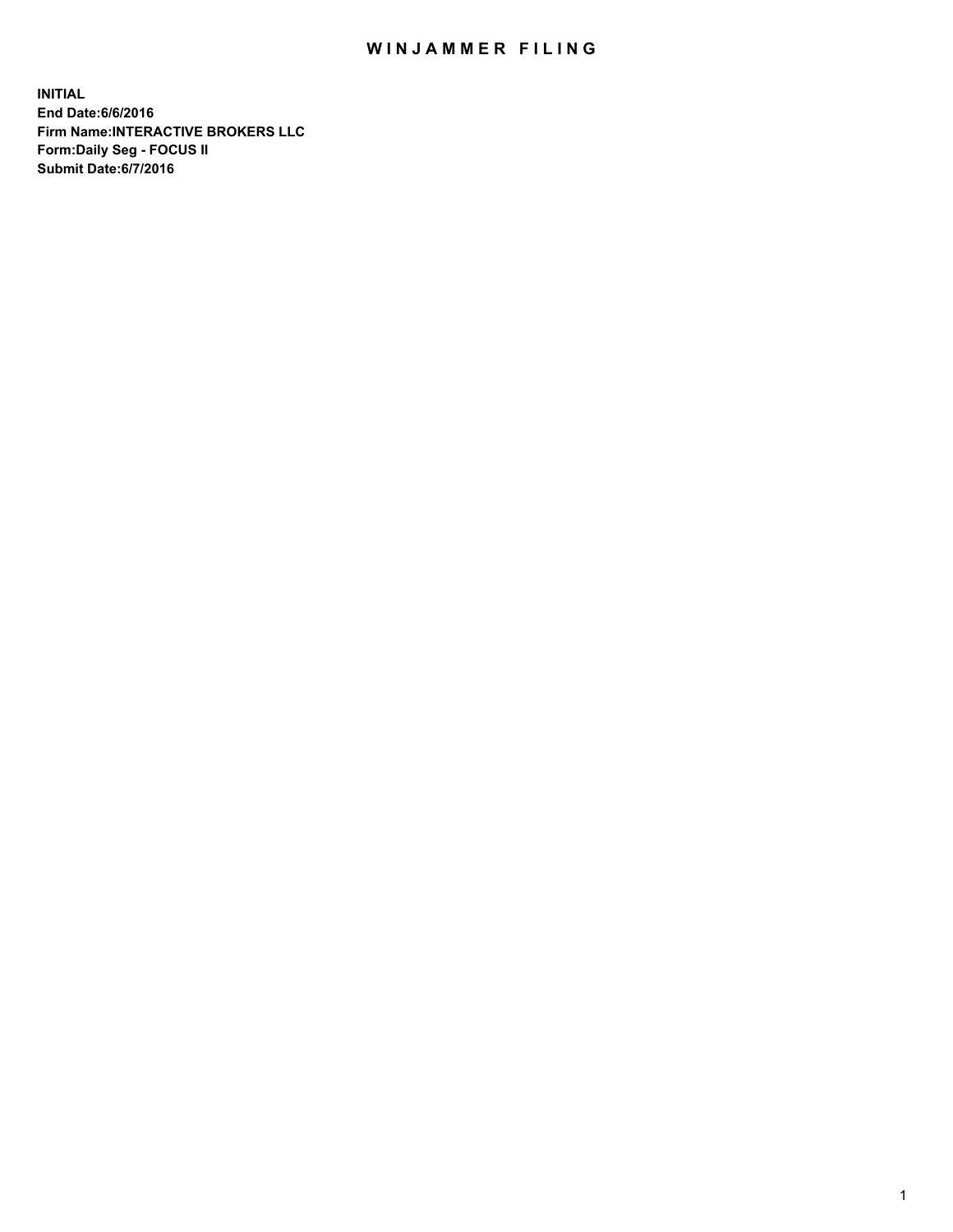# WINJAMMER FILING

**INITIAL**
**End Date:6/6/2016**
**Firm Name:INTERACTIVE BROKERS LLC**
**Form:Daily Seg - FOCUS II**
**Submit Date:6/7/2016**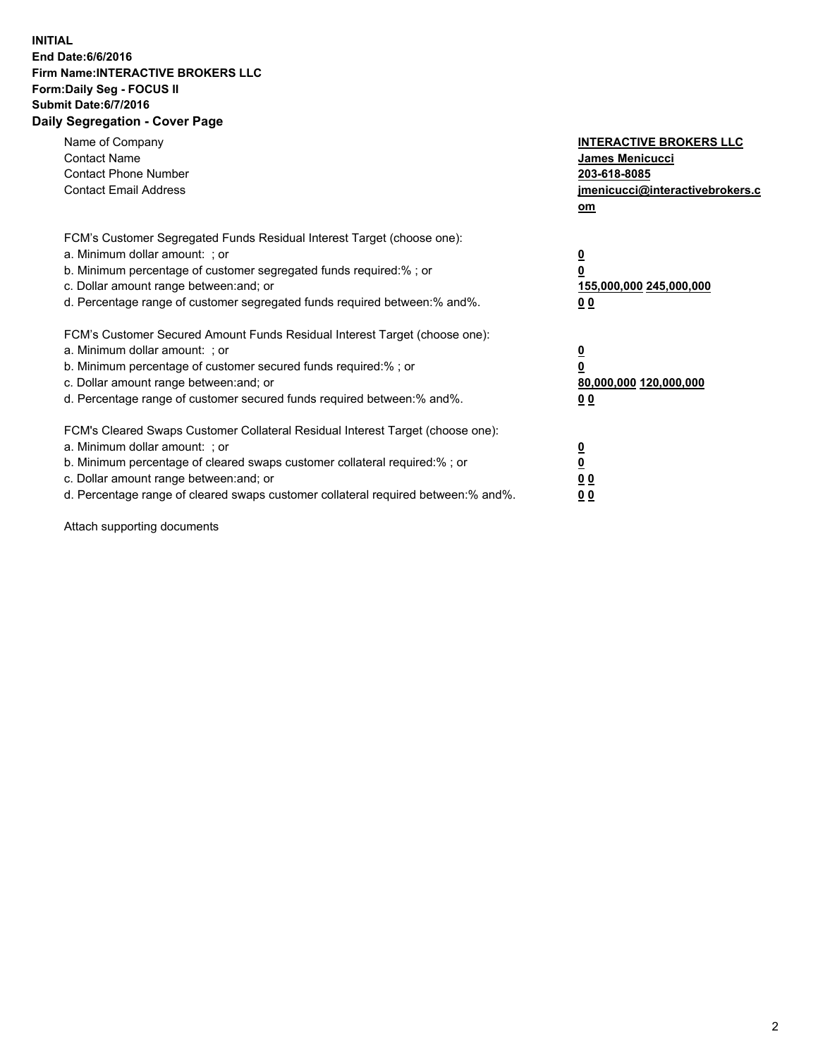**INITIAL**
**End Date:6/6/2016**
**Firm Name:INTERACTIVE BROKERS LLC**
**Form:Daily Seg - FOCUS II**
**Submit Date:6/7/2016**
**Daily Segregation - Cover Page**

| | |
|---|---|
| Name of Company | **INTERACTIVE BROKERS LLC** |
| Contact Name | **James Menicucci** |
| Contact Phone Number | **203-618-8085** |
| Contact Email Address | **jmenicucci@interactivebrokers.com** |

FCM's Customer Segregated Funds Residual Interest Target (choose one):

| | |
|---|---|
| a. Minimum dollar amount: ; or | **0** |
| b. Minimum percentage of customer segregated funds required:% ; or | **0** |
| c. Dollar amount range between:and; or | **155,000,000 245,000,000** |
| d. Percentage range of customer segregated funds required between:% and%. | **0 0** |

FCM's Customer Secured Amount Funds Residual Interest Target (choose one):

| | |
|---|---|
| a. Minimum dollar amount: ; or | **0** |
| b. Minimum percentage of customer secured funds required:% ; or | **0** |
| c. Dollar amount range between:and; or | **80,000,000 120,000,000** |
| d. Percentage range of customer secured funds required between:% and%. | **0 0** |

FCM's Cleared Swaps Customer Collateral Residual Interest Target (choose one):

| | |
|---|---|
| a. Minimum dollar amount: ; or | **0** |
| b. Minimum percentage of cleared swaps customer collateral required:% ; or | **0** |
| c. Dollar amount range between:and; or | **0 0** |
| d. Percentage range of cleared swaps customer collateral required between:% and%. | **0 0** |

Attach supporting documents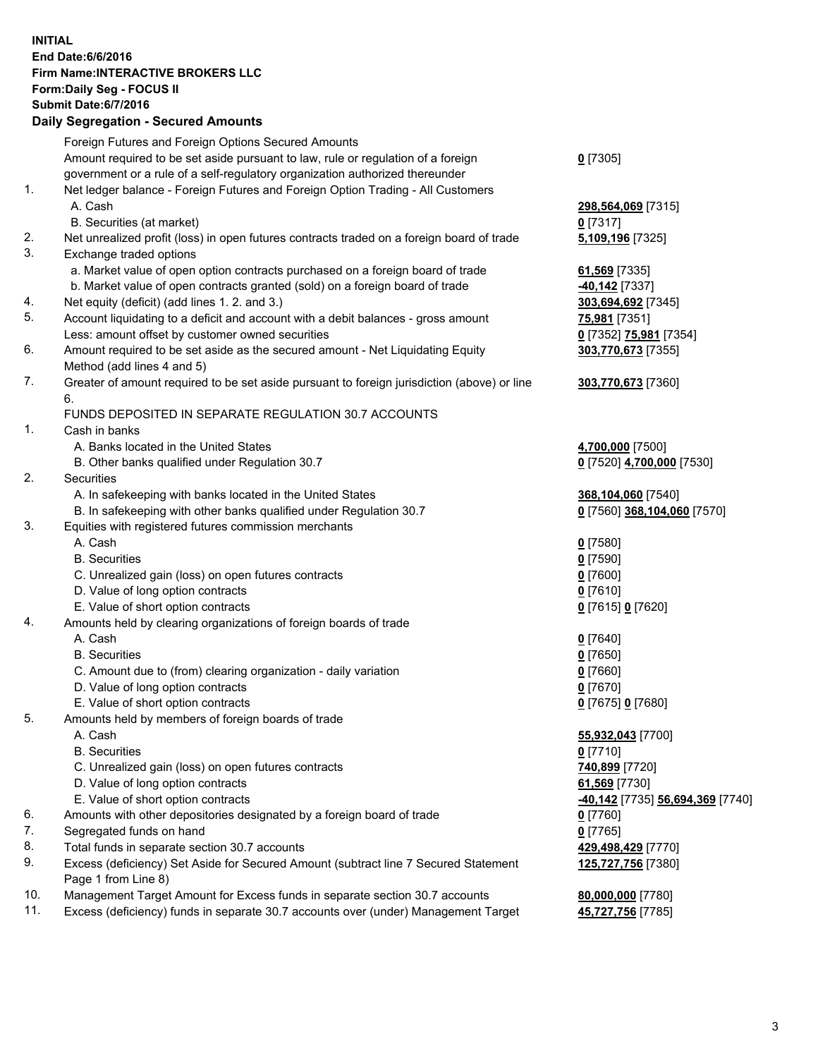**INITIAL**
**End Date:6/6/2016**
**Firm Name:INTERACTIVE BROKERS LLC**
**Form:Daily Seg - FOCUS II**
**Submit Date:6/7/2016**
**Daily Segregation - Secured Amounts**

| | | |
|---|---|---|
| | Foreign Futures and Foreign Options Secured Amounts | |
| | Amount required to be set aside pursuant to law, rule or regulation of a foreign government or a rule of a self-regulatory organization authorized thereunder | **0** [7305] |
| 1. | Net ledger balance - Foreign Futures and Foreign Option Trading - All Customers | |
| | A. Cash | **298,564,069** [7315] |
| | B. Securities (at market) | **0** [7317] |
| 2. | Net unrealized profit (loss) in open futures contracts traded on a foreign board of trade | **5,109,196** [7325] |
| 3. | Exchange traded options | |
| | a. Market value of open option contracts purchased on a foreign board of trade | **61,569** [7335] |
| | b. Market value of open contracts granted (sold) on a foreign board of trade | **-40,142** [7337] |
| 4. | Net equity (deficit) (add lines 1. 2. and 3.) | **303,694,692** [7345] |
| 5. | Account liquidating to a deficit and account with a debit balances - gross amount | **75,981** [7351] |
| | Less: amount offset by customer owned securities | **0** [7352] **75,981** [7354] |
| 6. | Amount required to be set aside as the secured amount - Net Liquidating Equity Method (add lines 4 and 5) | **303,770,673** [7355] |
| 7. | Greater of amount required to be set aside pursuant to foreign jurisdiction (above) or line 6. | **303,770,673** [7360] |
| | FUNDS DEPOSITED IN SEPARATE REGULATION 30.7 ACCOUNTS | |
| 1. | Cash in banks | |
| | A. Banks located in the United States | **4,700,000** [7500] |
| | B. Other banks qualified under Regulation 30.7 | **0** [7520] **4,700,000** [7530] |
| 2. | Securities | |
| | A. In safekeeping with banks located in the United States | **368,104,060** [7540] |
| | B. In safekeeping with other banks qualified under Regulation 30.7 | **0** [7560] **368,104,060** [7570] |
| 3. | Equities with registered futures commission merchants | |
| | A. Cash | **0** [7580] |
| | B. Securities | **0** [7590] |
| | C. Unrealized gain (loss) on open futures contracts | **0** [7600] |
| | D. Value of long option contracts | **0** [7610] |
| | E. Value of short option contracts | **0** [7615] **0** [7620] |
| 4. | Amounts held by clearing organizations of foreign boards of trade | |
| | A. Cash | **0** [7640] |
| | B. Securities | **0** [7650] |
| | C. Amount due to (from) clearing organization - daily variation | **0** [7660] |
| | D. Value of long option contracts | **0** [7670] |
| | E. Value of short option contracts | **0** [7675] **0** [7680] |
| 5. | Amounts held by members of foreign boards of trade | |
| | A. Cash | **55,932,043** [7700] |
| | B. Securities | **0** [7710] |
| | C. Unrealized gain (loss) on open futures contracts | **740,899** [7720] |
| | D. Value of long option contracts | **61,569** [7730] |
| | E. Value of short option contracts | **-40,142** [7735] **56,694,369** [7740] |
| 6. | Amounts with other depositories designated by a foreign board of trade | **0** [7760] |
| 7. | Segregated funds on hand | **0** [7765] |
| 8. | Total funds in separate section 30.7 accounts | **429,498,429** [7770] |
| 9. | Excess (deficiency) Set Aside for Secured Amount (subtract line 7 Secured Statement Page 1 from Line 8) | **125,727,756** [7380] |
| 10. | Management Target Amount for Excess funds in separate section 30.7 accounts | **80,000,000** [7780] |
| 11. | Excess (deficiency) funds in separate 30.7 accounts over (under) Management Target | **45,727,756** [7785] |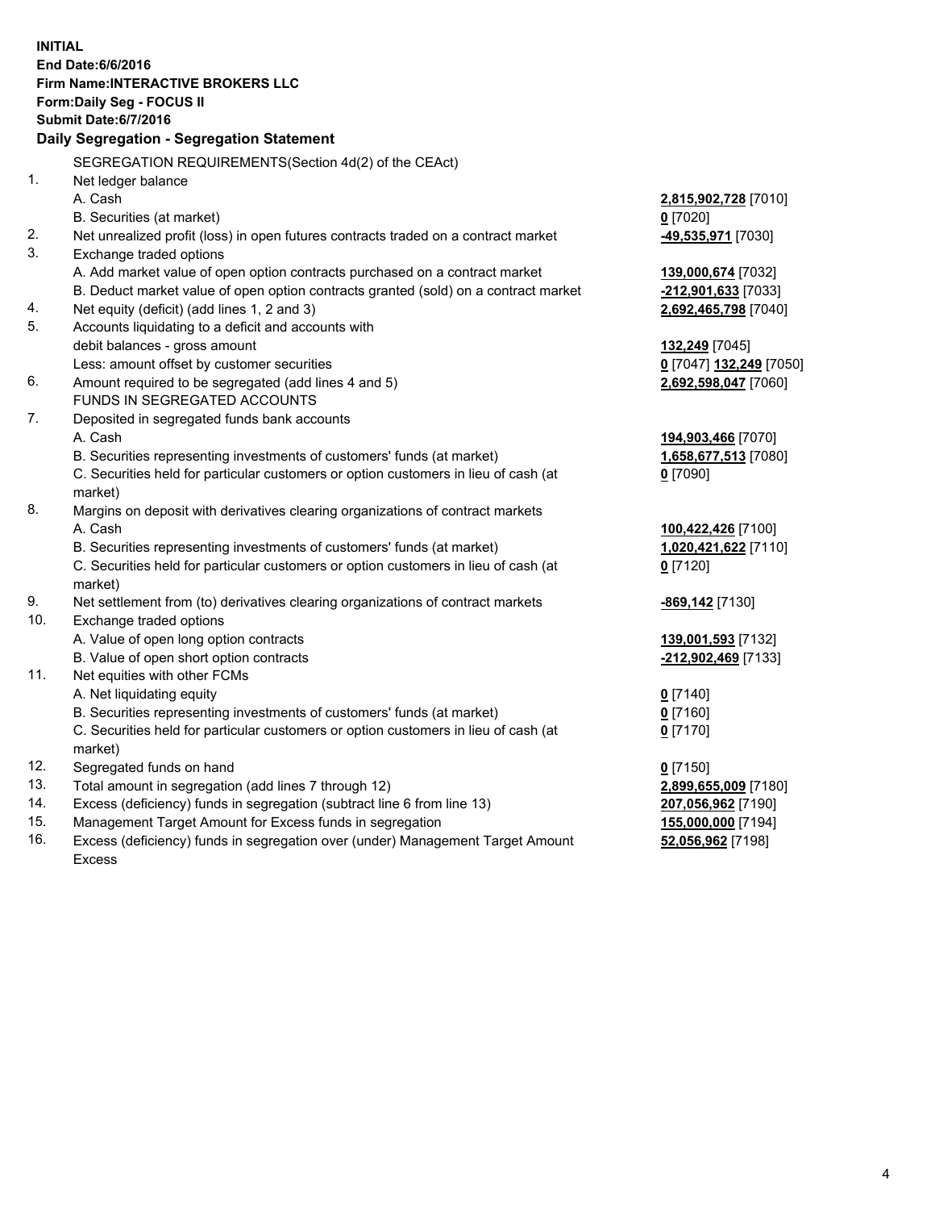**INITIAL**
**End Date:6/6/2016**
**Firm Name:INTERACTIVE BROKERS LLC**
**Form:Daily Seg - FOCUS II**
**Submit Date:6/7/2016**

**Daily Segregation - Segregation Statement**

| | SEGREGATION REQUIREMENTS(Section 4d(2) of the CEAct) | |
|---|---|---|
| 1. | Net ledger balance | |
| | A. Cash | **2,815,902,728** [7010] |
| | B. Securities (at market) | **0** [7020] |
| 2. | Net unrealized profit (loss) in open futures contracts traded on a contract market | **-49,535,971** [7030] |
| 3. | Exchange traded options | |
| | A. Add market value of open option contracts purchased on a contract market | **139,000,674** [7032] |
| | B. Deduct market value of open option contracts granted (sold) on a contract market | **-212,901,633** [7033] |
| 4. | Net equity (deficit) (add lines 1, 2 and 3) | **2,692,465,798** [7040] |
| 5. | Accounts liquidating to a deficit and accounts with | |
| | debit balances - gross amount | **132,249** [7045] |
| | Less: amount offset by customer securities | **0** [7047] **132,249** [7050] |
| 6. | Amount required to be segregated (add lines 4 and 5) | **2,692,598,047** [7060] |
| | FUNDS IN SEGREGATED ACCOUNTS | |
| 7. | Deposited in segregated funds bank accounts | |
| | A. Cash | **194,903,466** [7070] |
| | B. Securities representing investments of customers' funds (at market) | **1,658,677,513** [7080] |
| | C. Securities held for particular customers or option customers in lieu of cash (at market) | **0** [7090] |
| 8. | Margins on deposit with derivatives clearing organizations of contract markets | |
| | A. Cash | **100,422,426** [7100] |
| | B. Securities representing investments of customers' funds (at market) | **1,020,421,622** [7110] |
| | C. Securities held for particular customers or option customers in lieu of cash (at market) | **0** [7120] |
| 9. | Net settlement from (to) derivatives clearing organizations of contract markets | **-869,142** [7130] |
| 10. | Exchange traded options | |
| | A. Value of open long option contracts | **139,001,593** [7132] |
| | B. Value of open short option contracts | **-212,902,469** [7133] |
| 11. | Net equities with other FCMs | |
| | A. Net liquidating equity | **0** [7140] |
| | B. Securities representing investments of customers' funds (at market) | **0** [7160] |
| | C. Securities held for particular customers or option customers in lieu of cash (at market) | **0** [7170] |
| 12. | Segregated funds on hand | **0** [7150] |
| 13. | Total amount in segregation (add lines 7 through 12) | **2,899,655,009** [7180] |
| 14. | Excess (deficiency) funds in segregation (subtract line 6 from line 13) | **207,056,962** [7190] |
| 15. | Management Target Amount for Excess funds in segregation | **155,000,000** [7194] |
| 16. | Excess (deficiency) funds in segregation over (under) Management Target Amount Excess | **52,056,962** [7198] |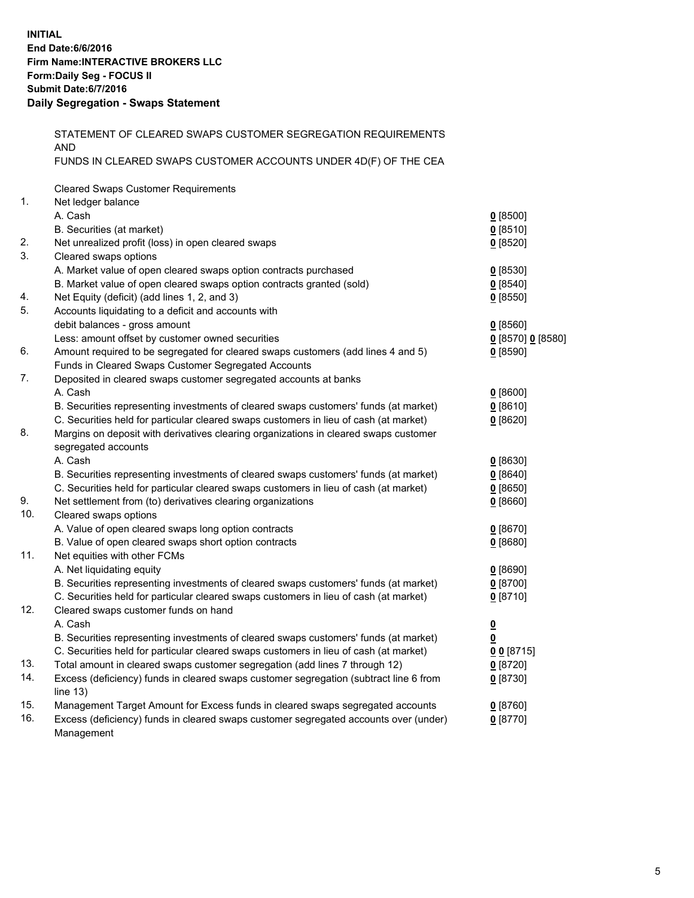**INITIAL**
**End Date:6/6/2016**
**Firm Name:INTERACTIVE BROKERS LLC**
**Form:Daily Seg - FOCUS II**
**Submit Date:6/7/2016**
**Daily Segregation - Swaps Statement**

STATEMENT OF CLEARED SWAPS CUSTOMER SEGREGATION REQUIREMENTS AND FUNDS IN CLEARED SWAPS CUSTOMER ACCOUNTS UNDER 4D(F) OF THE CEA

| | | |
|---|---|---|
| | Cleared Swaps Customer Requirements | |
| 1. | Net ledger balance | |
| | A. Cash | 0 [8500] |
| | B. Securities (at market) | 0 [8510] |
| 2. | Net unrealized profit (loss) in open cleared swaps | 0 [8520] |
| 3. | Cleared swaps options | |
| | A. Market value of open cleared swaps option contracts purchased | 0 [8530] |
| | B. Market value of open cleared swaps option contracts granted (sold) | 0 [8540] |
| 4. | Net Equity (deficit) (add lines 1, 2, and 3) | 0 [8550] |
| 5. | Accounts liquidating to a deficit and accounts with | |
| | debit balances - gross amount | 0 [8560] |
| | Less: amount offset by customer owned securities | 0 [8570] 0 [8580] |
| 6. | Amount required to be segregated for cleared swaps customers (add lines 4 and 5) | 0 [8590] |
| | Funds in Cleared Swaps Customer Segregated Accounts | |
| 7. | Deposited in cleared swaps customer segregated accounts at banks | |
| | A. Cash | 0 [8600] |
| | B. Securities representing investments of cleared swaps customers' funds (at market) | 0 [8610] |
| | C. Securities held for particular cleared swaps customers in lieu of cash (at market) | 0 [8620] |
| 8. | Margins on deposit with derivatives clearing organizations in cleared swaps customer segregated accounts | |
| | A. Cash | 0 [8630] |
| | B. Securities representing investments of cleared swaps customers' funds (at market) | 0 [8640] |
| | C. Securities held for particular cleared swaps customers in lieu of cash (at market) | 0 [8650] |
| 9. | Net settlement from (to) derivatives clearing organizations | 0 [8660] |
| 10. | Cleared swaps options | |
| | A. Value of open cleared swaps long option contracts | 0 [8670] |
| | B. Value of open cleared swaps short option contracts | 0 [8680] |
| 11. | Net equities with other FCMs | |
| | A. Net liquidating equity | 0 [8690] |
| | B. Securities representing investments of cleared swaps customers' funds (at market) | 0 [8700] |
| | C. Securities held for particular cleared swaps customers in lieu of cash (at market) | 0 [8710] |
| 12. | Cleared swaps customer funds on hand | |
| | A. Cash | 0 |
| | B. Securities representing investments of cleared swaps customers' funds (at market) | 0 |
| | C. Securities held for particular cleared swaps customers in lieu of cash (at market) | 0 0 [8715] |
| 13. | Total amount in cleared swaps customer segregation (add lines 7 through 12) | 0 [8720] |
| 14. | Excess (deficiency) funds in cleared swaps customer segregation (subtract line 6 from line 13) | 0 [8730] |
| 15. | Management Target Amount for Excess funds in cleared swaps segregated accounts | 0 [8760] |
| 16. | Excess (deficiency) funds in cleared swaps customer segregated accounts over (under) Management | 0 [8770] |